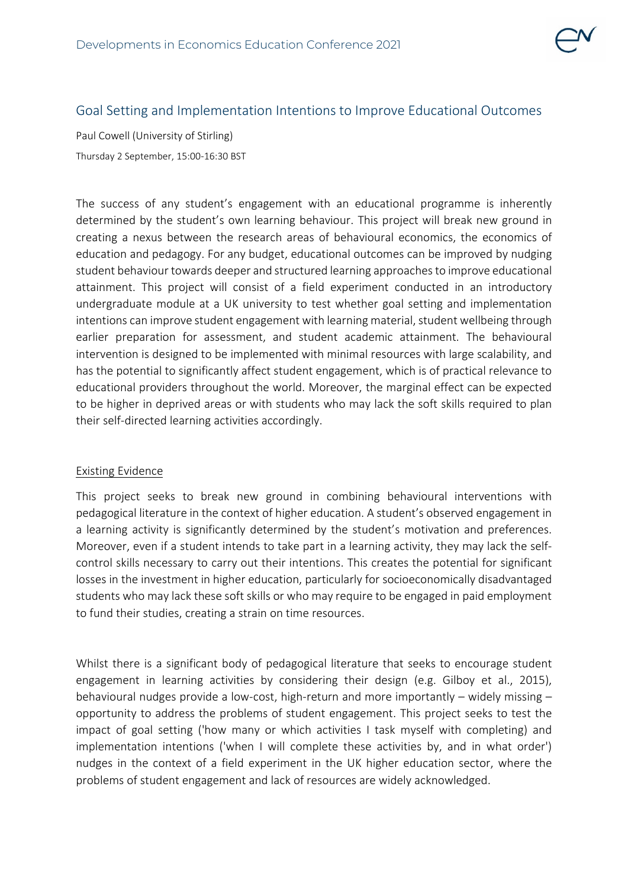# Goal Setting and Implementation Intentions to Improve Educational Outcomes

Paul Cowell (University of Stirling)

Thursday 2 September, 15:00-16:30 BST

The success of any student's engagement with an educational programme is inherently determined by the student's own learning behaviour. This project will break new ground in creating a nexus between the research areas of behavioural economics, the economics of education and pedagogy. For any budget, educational outcomes can be improved by nudging student behaviour towards deeper and structured learning approaches to improve educational attainment. This project will consist of a field experiment conducted in an introductory undergraduate module at a UK university to test whether goal setting and implementation intentions can improve student engagement with learning material, student wellbeing through earlier preparation for assessment, and student academic attainment. The behavioural intervention is designed to be implemented with minimal resources with large scalability, and has the potential to significantly affect student engagement, which is of practical relevance to educational providers throughout the world. Moreover, the marginal effect can be expected to be higher in deprived areas or with students who may lack the soft skills required to plan their self-directed learning activities accordingly.

## Existing Evidence

This project seeks to break new ground in combining behavioural interventions with pedagogical literature in the context of higher education. A student's observed engagement in a learning activity is significantly determined by the student's motivation and preferences. Moreover, even if a student intends to take part in a learning activity, they may lack the self-control skills necessary to carry out their intentions. This creates the potential for significant losses in the investment in higher education, particularly for socioeconomically disadvantaged students who may lack these soft skills or who may require to be engaged in paid employment to fund their studies, creating a strain on time resources.

Whilst there is a significant body of pedagogical literature that seeks to encourage student engagement in learning activities by considering their design (e.g. Gilboy et al., 2015), behavioural nudges provide a low-cost, high-return and more importantly – widely missing – opportunity to address the problems of student engagement. This project seeks to test the impact of goal setting ('how many or which activities I task myself with completing) and implementation intentions ('when I will complete these activities by, and in what order') nudges in the context of a field experiment in the UK higher education sector, where the problems of student engagement and lack of resources are widely acknowledged.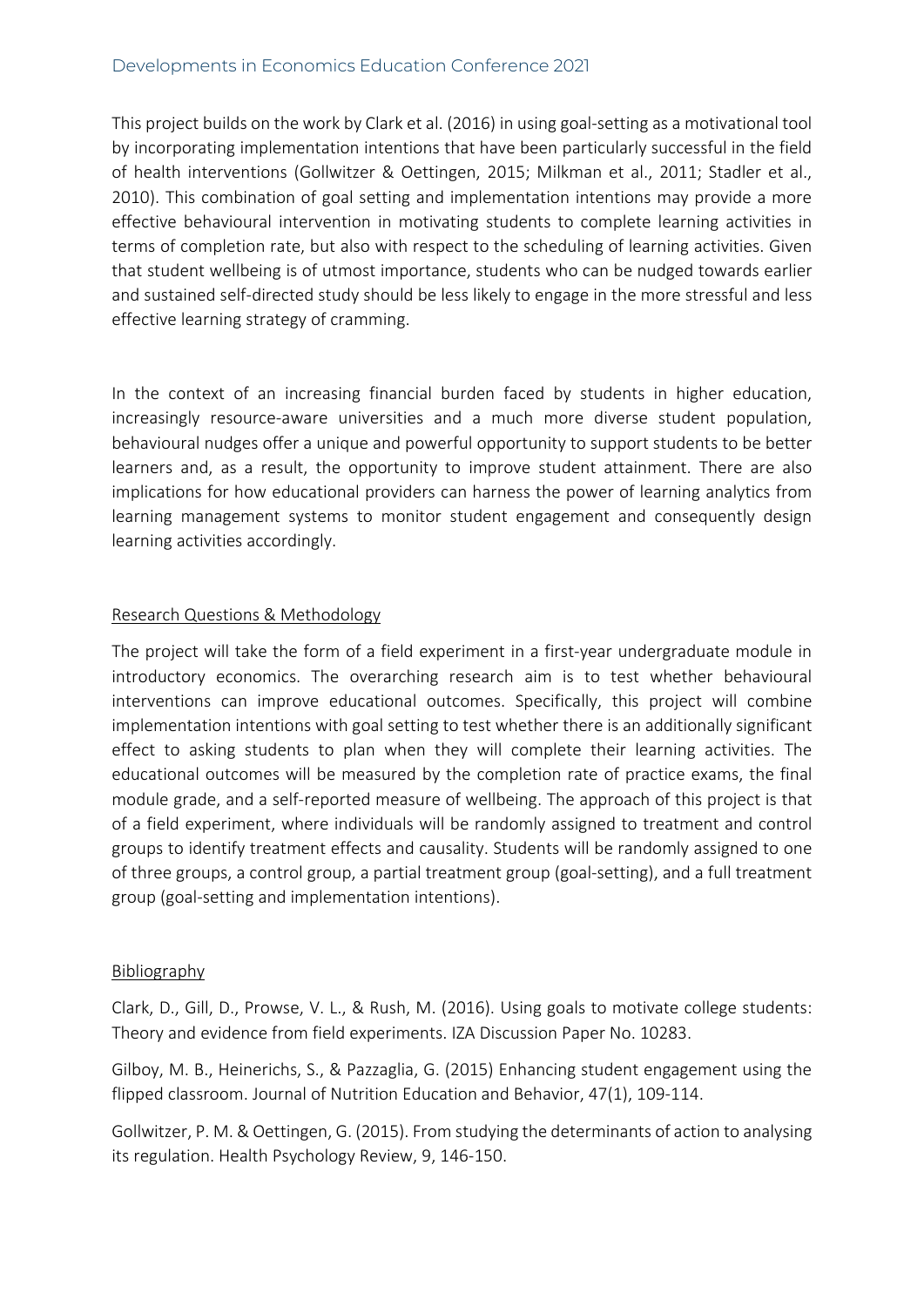This project builds on the work by Clark et al. (2016) in using goal-setting as a motivational tool by incorporating implementation intentions that have been particularly successful in the field of health interventions (Gollwitzer & Oettingen, 2015; Milkman et al., 2011; Stadler et al., 2010). This combination of goal setting and implementation intentions may provide a more effective behavioural intervention in motivating students to complete learning activities in terms of completion rate, but also with respect to the scheduling of learning activities. Given that student wellbeing is of utmost importance, students who can be nudged towards earlier and sustained self-directed study should be less likely to engage in the more stressful and less effective learning strategy of cramming.

In the context of an increasing financial burden faced by students in higher education, increasingly resource-aware universities and a much more diverse student population, behavioural nudges offer a unique and powerful opportunity to support students to be better learners and, as a result, the opportunity to improve student attainment. There are also implications for how educational providers can harness the power of learning analytics from learning management systems to monitor student engagement and consequently design learning activities accordingly.

## Research Questions & Methodology

The project will take the form of a field experiment in a first-year undergraduate module in introductory economics. The overarching research aim is to test whether behavioural interventions can improve educational outcomes. Specifically, this project will combine implementation intentions with goal setting to test whether there is an additionally significant effect to asking students to plan when they will complete their learning activities. The educational outcomes will be measured by the completion rate of practice exams, the final module grade, and a self-reported measure of wellbeing. The approach of this project is that of a field experiment, where individuals will be randomly assigned to treatment and control groups to identify treatment effects and causality. Students will be randomly assigned to one of three groups, a control group, a partial treatment group (goal-setting), and a full treatment group (goal-setting and implementation intentions).

## Bibliography

Clark, D., Gill, D., Prowse, V. L., & Rush, M. (2016). Using goals to motivate college students: Theory and evidence from field experiments. IZA Discussion Paper No. 10283.

Gilboy, M. B., Heinerichs, S., & Pazzaglia, G. (2015) Enhancing student engagement using the flipped classroom. Journal of Nutrition Education and Behavior, 47(1), 109-114.

Gollwitzer, P. M. & Oettingen, G. (2015). From studying the determinants of action to analysing its regulation. Health Psychology Review, 9, 146-150.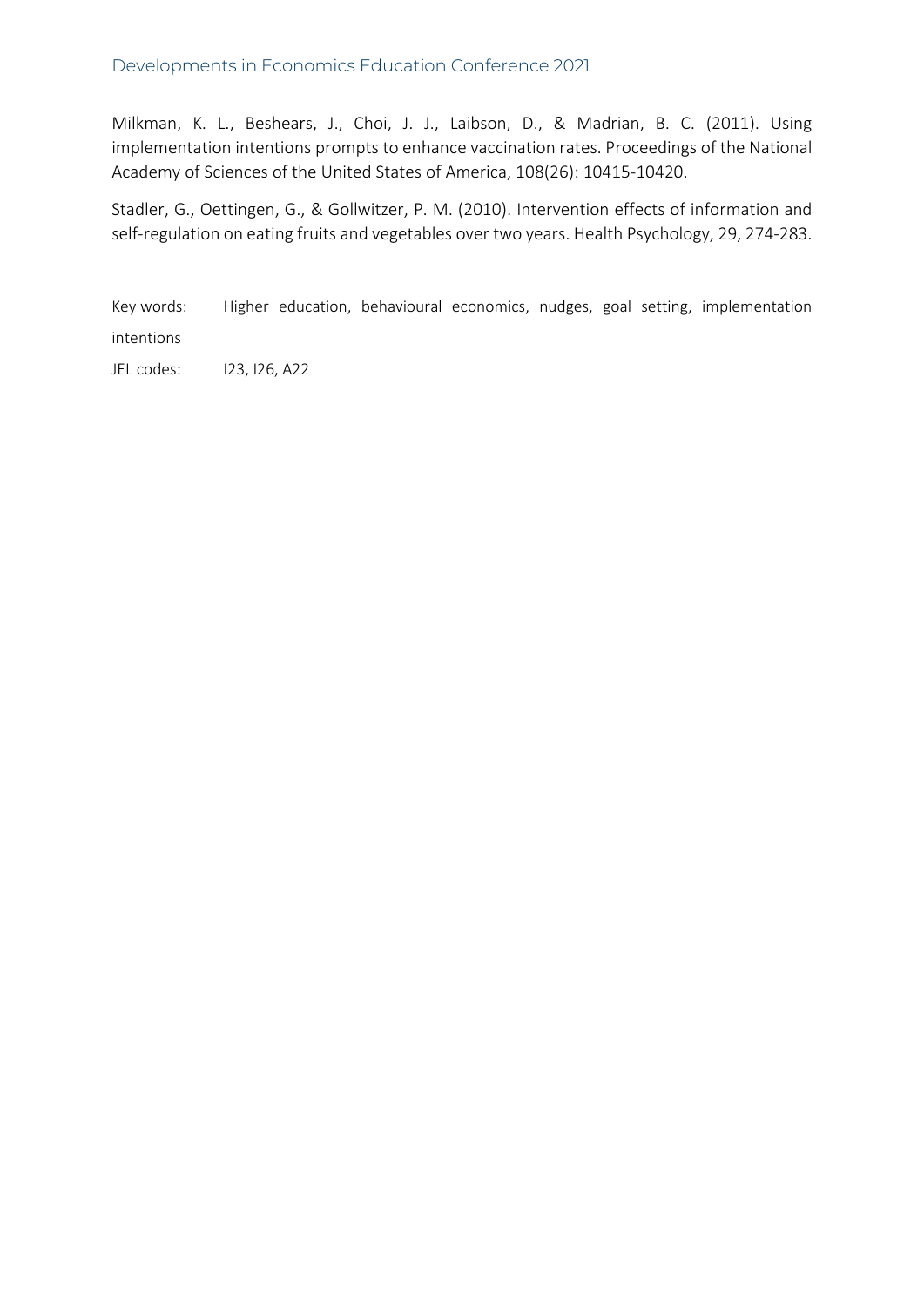Milkman, K. L., Beshears, J., Choi, J. J., Laibson, D., & Madrian, B. C. (2011). Using implementation intentions prompts to enhance vaccination rates. Proceedings of the National Academy of Sciences of the United States of America, 108(26): 10415-10420.

Stadler, G., Oettingen, G., & Gollwitzer, P. M. (2010). Intervention effects of information and self-regulation on eating fruits and vegetables over two years. Health Psychology, 29, 274-283.

Key words: Higher education, behavioural economics, nudges, goal setting, implementation intentions

JEL codes: I23, I26, A22